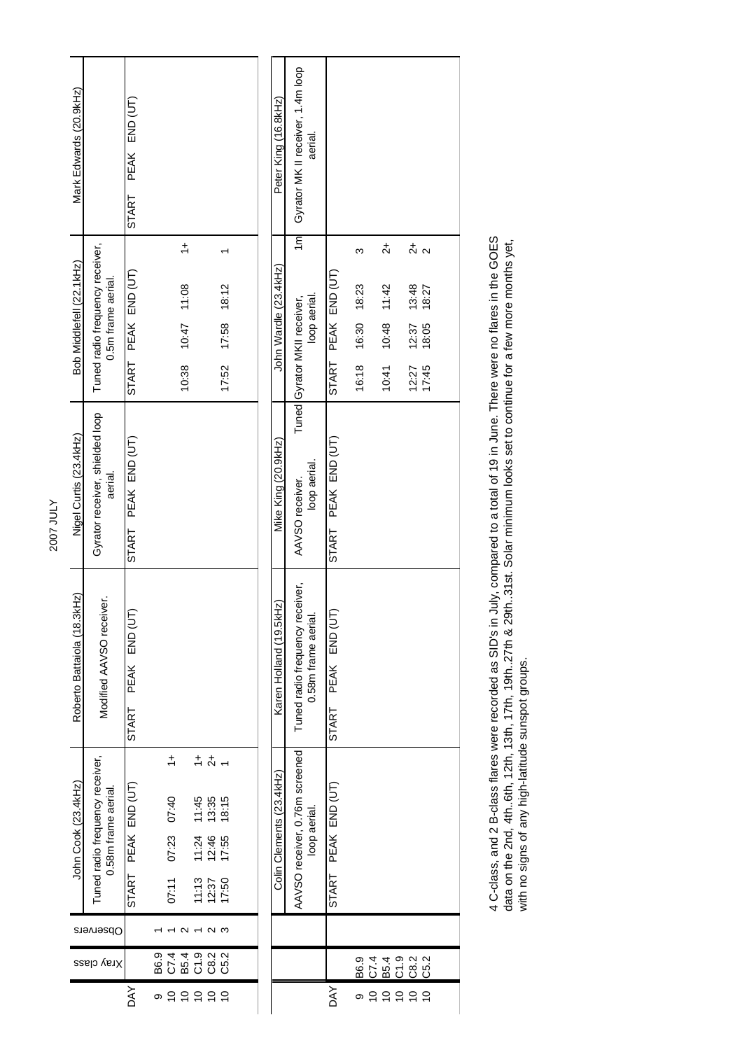# 2007 JULY

| DAY | Xray class | Observers | John Cook (23.4kHz) | | | | Roberto Battaiola (18.3kHz) | | | | Nigel Curtis (23.4kHz) | | | | Bob Middlefell (22.1kHz) | | | | Mark Edwards (20.9kHz) | | | |
|---|---|---|---|---|---|---|---|---|---|---|---|---|---|---|---|---|---|---|---|---|---|---|
| | | | Tuned radio frequency receiver, 0.58m frame aerial. | | | | Modified AAVSO receiver. | | | | Gyrator receiver, shielded loop aerial. | | | | Tuned radio frequency receiver, 0.5m frame aerial. | | | | | | | |
| | | | START | PEAK | END (UT) | | START | PEAK | END (UT) | | START | PEAK | END (UT) | | START | PEAK | END (UT) | | START | PEAK | END (UT) | |
| 9 | B6.9 | 1 | | | | | | | | | | | | | | | | | | | | |
| 10 | C7.4 | 1 | 07:11 | 07:23 | 07:40 | 1+ | | | | | | | | | | | | | | | | |
| 10 | B5.4 | 2 | | | | | | | | | | | | | 10:38 | 10:47 | 11:08 | 1+ | | | | |
| 10 | C1.9 | 1 | 11:13 | 11:24 | 11:45 | 1+ | | | | | | | | | | | | | | | | |
| 10 | C8.2 | 2 | 12:37 | 12:46 | 13:35 | 2+ | | | | | | | | | | | | | | | | |
| 10 | C5.2 | 3 | 17:50 | 17:55 | 18:15 | 1 | | | | | | | | | 17:52 | 17:58 | 18:12 | 1 | | | | |

| DAY | Xray class | Colin Clements (23.4kHz) | | | | Karen Holland (19.5kHz) | | | | Mike King (20.9kHz) | | | | John Wardle (23.4kHz) | | | | Peter King (16.8kHz) | | | |
|---|---|---|---|---|---|---|---|---|---|---|---|---|---|---|---|---|---|---|---|---|---|
| | | AAVSO receiver, 0.76m screened loop aerial. | | | | Tuned radio frequency receiver, 0.58m frame aerial. | | | | AAVSO receiver. Tuned loop aerial. | | | | Gyrator MKII receiver, 1m loop aerial. | | | | Gyrator MK II receiver, 1.4m loop aerial. | | | |
| | | START | PEAK | END (UT) | | START | PEAK | END (UT) | | START | PEAK | END (UT) | | START | PEAK | END (UT) | | | | | |
| 9 | B6.9 | | | | | | | | | | | | | 16:18 | 16:30 | 18:23 | 3 | | | | |
| 10 | C7.4 | | | | | | | | | | | | | | | | | | | | |
| 10 | B5.4 | | | | | | | | | | | | | 10:41 | 10:48 | 11:42 | 2+ | | | | |
| 10 | C1.9 | | | | | | | | | | | | | | | | | | | | |
| 10 | C8.2 | | | | | | | | | | | | | 12:27 | 12:37 | 13:48 | 2+ | | | | |
| 10 | C5.2 | | | | | | | | | | | | | 17:45 | 18:05 | 18:27 | 2 | | | | |

4 C-class, and 2 B-class flares were recorded as SID's in July, compared to a total of 19 in June. There were no flares in the GOES data on the 2nd, 4th..6th, 12th, 13th, 17th, 19th..27th & 29th..31st. Solar minimum looks set to continue for a few more months yet, with no signs of any high-latitude sunspot groups.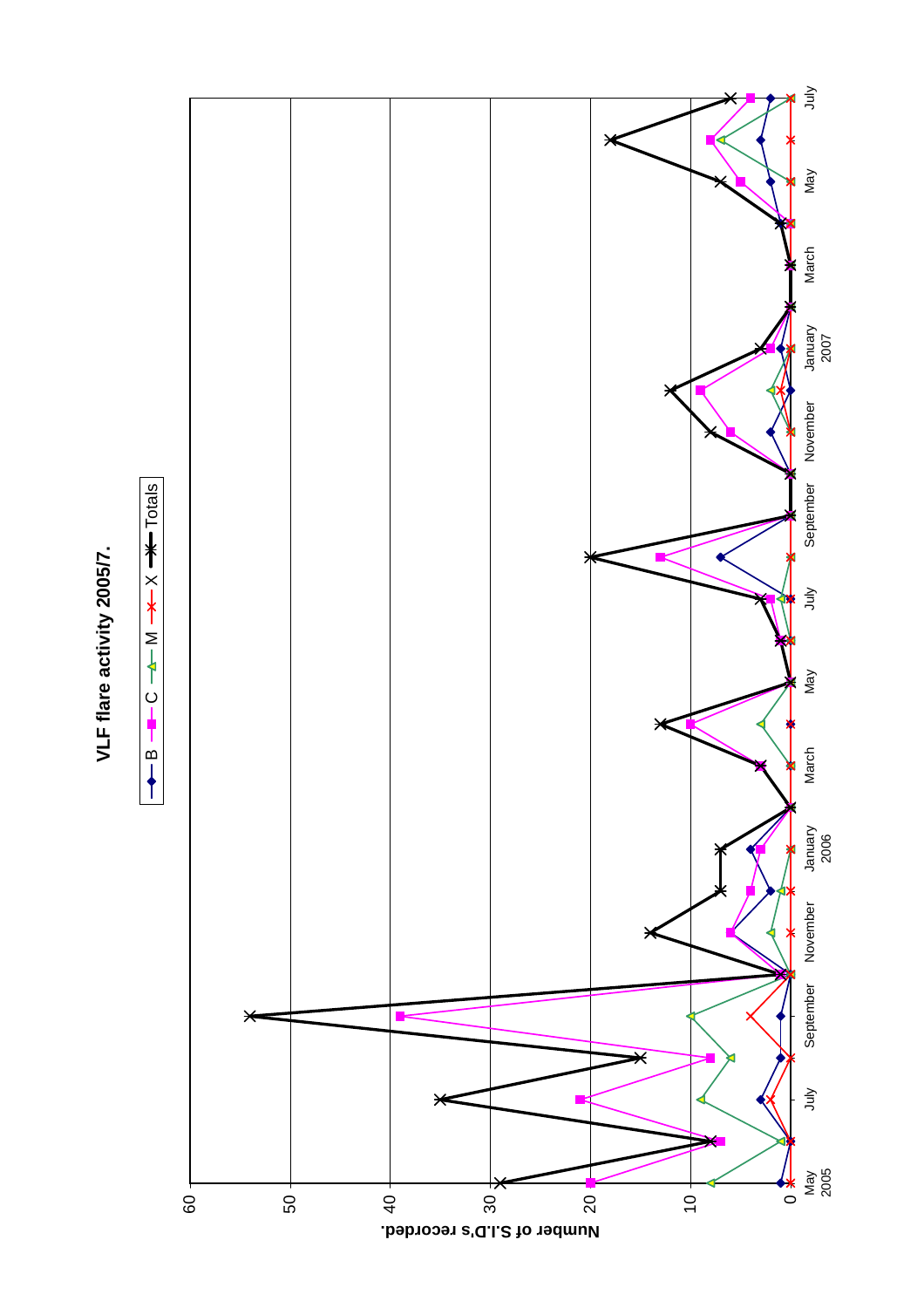VLF flare activity 2005/7.

B C M X Totals

Number of S.I.D's recorded.

0
10
20
30
40
50
60

May 2005
July
September
November
January 2006
March
May
July
September
November
January 2007
March
May
July